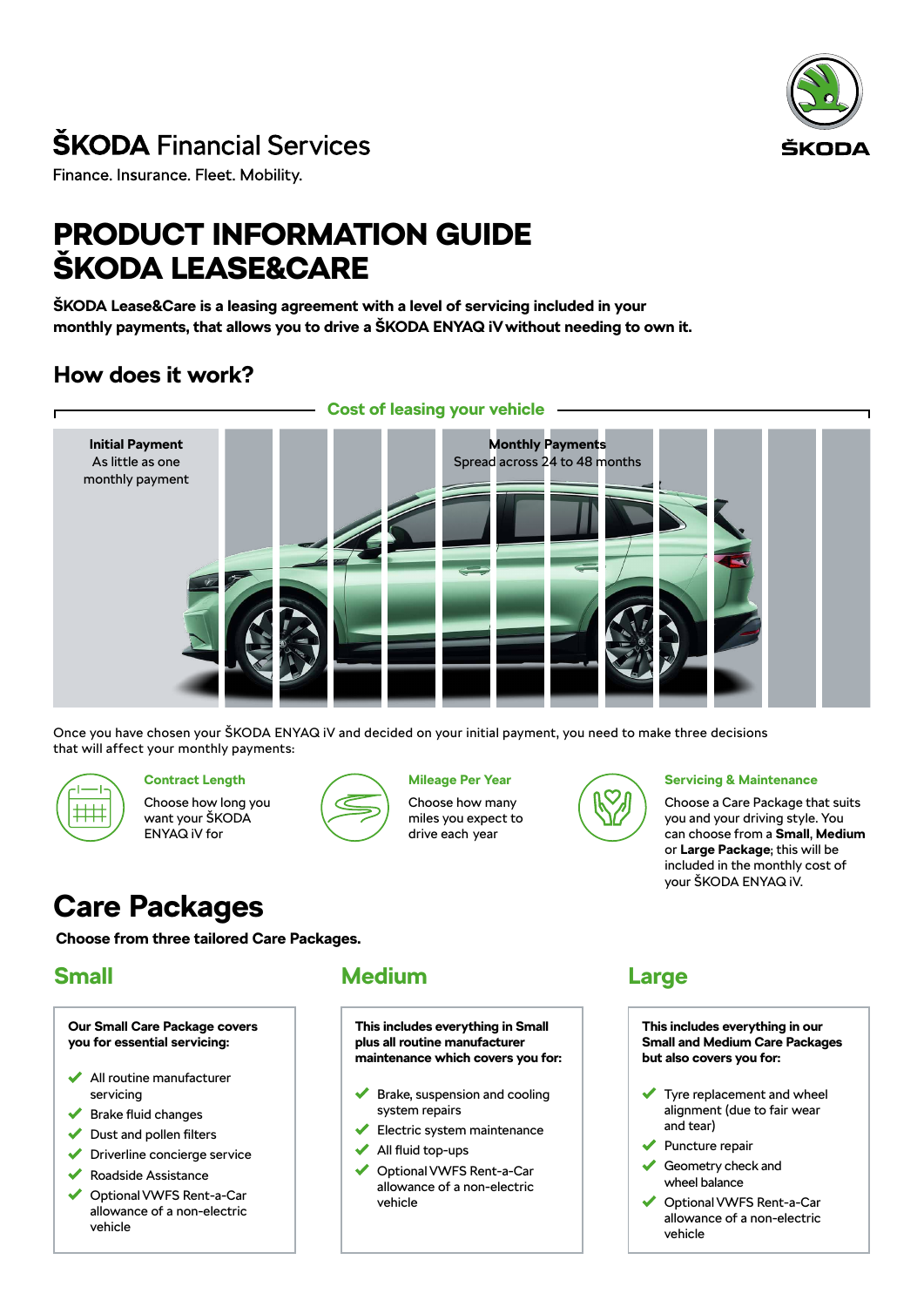# ŠKODA Financial Services

Finance. Insurance. Fleet. Mobility.

# PRODUCT INFORMATION GUIDE ŠKODA LEASE&CARE

**ŠKODA Lease&Care is a leasing agreement with a level of servicing included in your monthly payments, that allows you to drive a ŠKODA ENYAQ iV without needing to own it.**

## How does it work?

**Cost of leasing your vehicle**

**Initial Payment**
As little as one monthly payment

**Monthly Payments**
Spread across 24 to 48 months

Once you have chosen your ŠKODA ENYAQ iV and decided on your initial payment, you need to make three decisions that will affect your monthly payments:

**Contract Length**
Choose how long you want your ŠKODA ENYAQ iV for

**Mileage Per Year**
Choose how many miles you expect to drive each year

**Servicing & Maintenance**
Choose a Care Package that suits you and your driving style. You can choose from a **Small**, **Medium** or **Large Package**; this will be included in the monthly cost of your ŠKODA ENYAQ iV.

# Care Packages

**Choose from three tailored Care Packages.**

## Small

**Our Small Care Package covers you for essential servicing:**

- All routine manufacturer servicing
- Brake fluid changes
- Dust and pollen filters
- Driverline concierge service
- Roadside Assistance
- Optional VWFS Rent-a-Car allowance of a non-electric vehicle

## Medium

**This includes everything in Small plus all routine manufacturer maintenance which covers you for:**

- Brake, suspension and cooling system repairs
- Electric system maintenance
- All fluid top-ups
- Optional VWFS Rent-a-Car allowance of a non-electric vehicle

## Large

**This includes everything in our Small and Medium Care Packages but also covers you for:**

- Tyre replacement and wheel alignment (due to fair wear and tear)
- Puncture repair
- Geometry check and wheel balance
- Optional VWFS Rent-a-Car allowance of a non-electric vehicle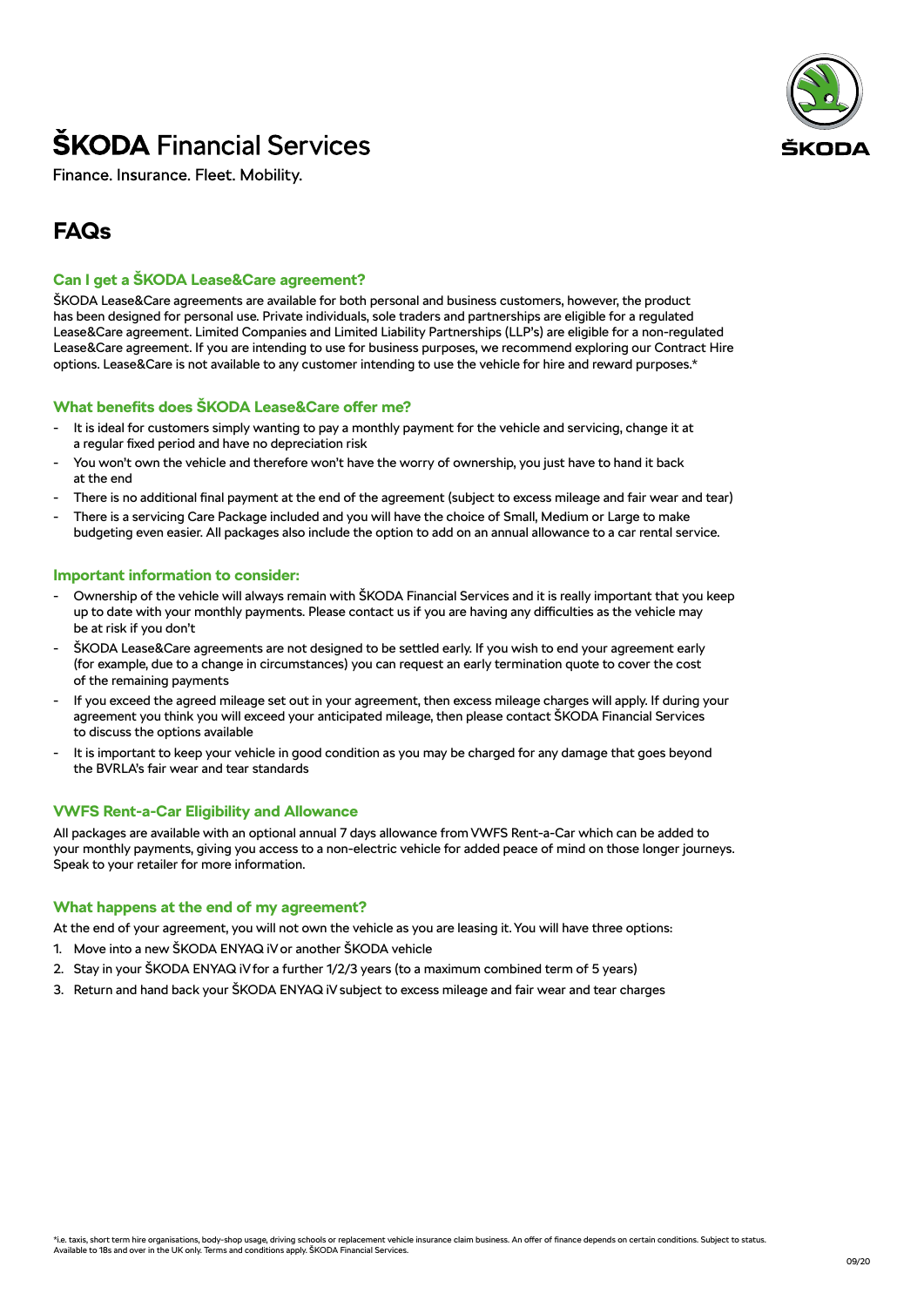# ŠKODA Financial Services

Finance. Insurance. Fleet. Mobility.

## FAQs

### Can I get a ŠKODA Lease&Care agreement?

ŠKODA Lease&Care agreements are available for both personal and business customers, however, the product has been designed for personal use. Private individuals, sole traders and partnerships are eligible for a regulated Lease&Care agreement. Limited Companies and Limited Liability Partnerships (LLP's) are eligible for a non-regulated Lease&Care agreement. If you are intending to use for business purposes, we recommend exploring our Contract Hire options. Lease&Care is not available to any customer intending to use the vehicle for hire and reward purposes.*

### What benefits does ŠKODA Lease&Care offer me?

- It is ideal for customers simply wanting to pay a monthly payment for the vehicle and servicing, change it at a regular fixed period and have no depreciation risk
- You won't own the vehicle and therefore won't have the worry of ownership, you just have to hand it back at the end
- There is no additional final payment at the end of the agreement (subject to excess mileage and fair wear and tear)
- There is a servicing Care Package included and you will have the choice of Small, Medium or Large to make budgeting even easier. All packages also include the option to add on an annual allowance to a car rental service.

### Important information to consider:

- Ownership of the vehicle will always remain with ŠKODA Financial Services and it is really important that you keep up to date with your monthly payments. Please contact us if you are having any difficulties as the vehicle may be at risk if you don't
- ŠKODA Lease&Care agreements are not designed to be settled early. If you wish to end your agreement early (for example, due to a change in circumstances) you can request an early termination quote to cover the cost of the remaining payments
- If you exceed the agreed mileage set out in your agreement, then excess mileage charges will apply. If during your agreement you think you will exceed your anticipated mileage, then please contact ŠKODA Financial Services to discuss the options available
- It is important to keep your vehicle in good condition as you may be charged for any damage that goes beyond the BVRLA's fair wear and tear standards

### VWFS Rent-a-Car Eligibility and Allowance

All packages are available with an optional annual 7 days allowance from VWFS Rent-a-Car which can be added to your monthly payments, giving you access to a non-electric vehicle for added peace of mind on those longer journeys. Speak to your retailer for more information.

### What happens at the end of my agreement?

At the end of your agreement, you will not own the vehicle as you are leasing it. You will have three options:

1. Move into a new ŠKODA ENYAQ iV or another ŠKODA vehicle
2. Stay in your ŠKODA ENYAQ iV for a further 1/2/3 years (to a maximum combined term of 5 years)
3. Return and hand back your ŠKODA ENYAQ iV subject to excess mileage and fair wear and tear charges

*i.e. taxis, short term hire organisations, body-shop usage, driving schools or replacement vehicle insurance claim business. An offer of finance depends on certain conditions. Subject to status. Available to 18s and over in the UK only. Terms and conditions apply. ŠKODA Financial Services.

09/20